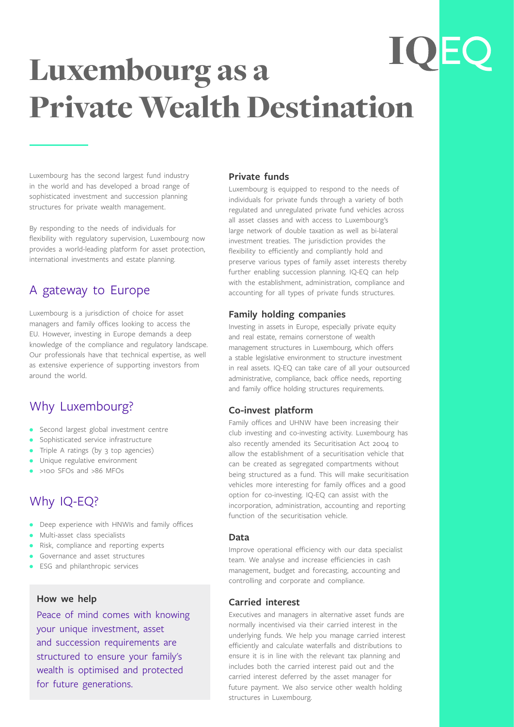IQEQ

# Luxembourg as a Private Wealth Destination

Luxembourg has the second largest fund industry in the world and has developed a broad range of sophisticated investment and succession planning structures for private wealth management.

By responding to the needs of individuals for flexibility with regulatory supervision, Luxembourg now provides a world-leading platform for asset protection, international investments and estate planning.

## A gateway to Europe

Luxembourg is a jurisdiction of choice for asset managers and family offices looking to access the EU. However, investing in Europe demands a deep knowledge of the compliance and regulatory landscape. Our professionals have that technical expertise, as well as extensive experience of supporting investors from around the world.

## Why Luxembourg?

- Second largest global investment centre
- Sophisticated service infrastructure
- Triple A ratings (by 3 top agencies)
- Unique regulative environment
- >100 SFOs and >86 MFOs

## Why IQ-EQ?

- Deep experience with HNWIs and family offices
- Multi-asset class specialists
- Risk, compliance and reporting experts
- Governance and asset structures
- ESG and philanthropic services

### How we help

Peace of mind comes with knowing your unique investment, asset and succession requirements are structured to ensure your family's wealth is optimised and protected for future generations.

### Private funds

Luxembourg is equipped to respond to the needs of individuals for private funds through a variety of both regulated and unregulated private fund vehicles across all asset classes and with access to Luxembourg's large network of double taxation as well as bi-lateral investment treaties. The jurisdiction provides the flexibility to efficiently and compliantly hold and preserve various types of family asset interests thereby further enabling succession planning. IQ-EQ can help with the establishment, administration, compliance and accounting for all types of private funds structures.

### Family holding companies

Investing in assets in Europe, especially private equity and real estate, remains cornerstone of wealth management structures in Luxembourg, which offers a stable legislative environment to structure investment in real assets. IQ-EQ can take care of all your outsourced administrative, compliance, back office needs, reporting and family office holding structures requirements.

### Co-invest platform

Family offices and UHNW have been increasing their club investing and co-investing activity. Luxembourg has also recently amended its Securitisation Act 2004 to allow the establishment of a securitisation vehicle that can be created as segregated compartments without being structured as a fund. This will make securitisation vehicles more interesting for family offices and a good option for co-investing. IQ-EQ can assist with the incorporation, administration, accounting and reporting function of the securitisation vehicle.

### Data

Improve operational efficiency with our data specialist team. We analyse and increase efficiencies in cash management, budget and forecasting, accounting and controlling and corporate and compliance.

### Carried interest

Executives and managers in alternative asset funds are normally incentivised via their carried interest in the underlying funds. We help you manage carried interest efficiently and calculate waterfalls and distributions to ensure it is in line with the relevant tax planning and includes both the carried interest paid out and the carried interest deferred by the asset manager for future payment. We also service other wealth holding structures in Luxembourg.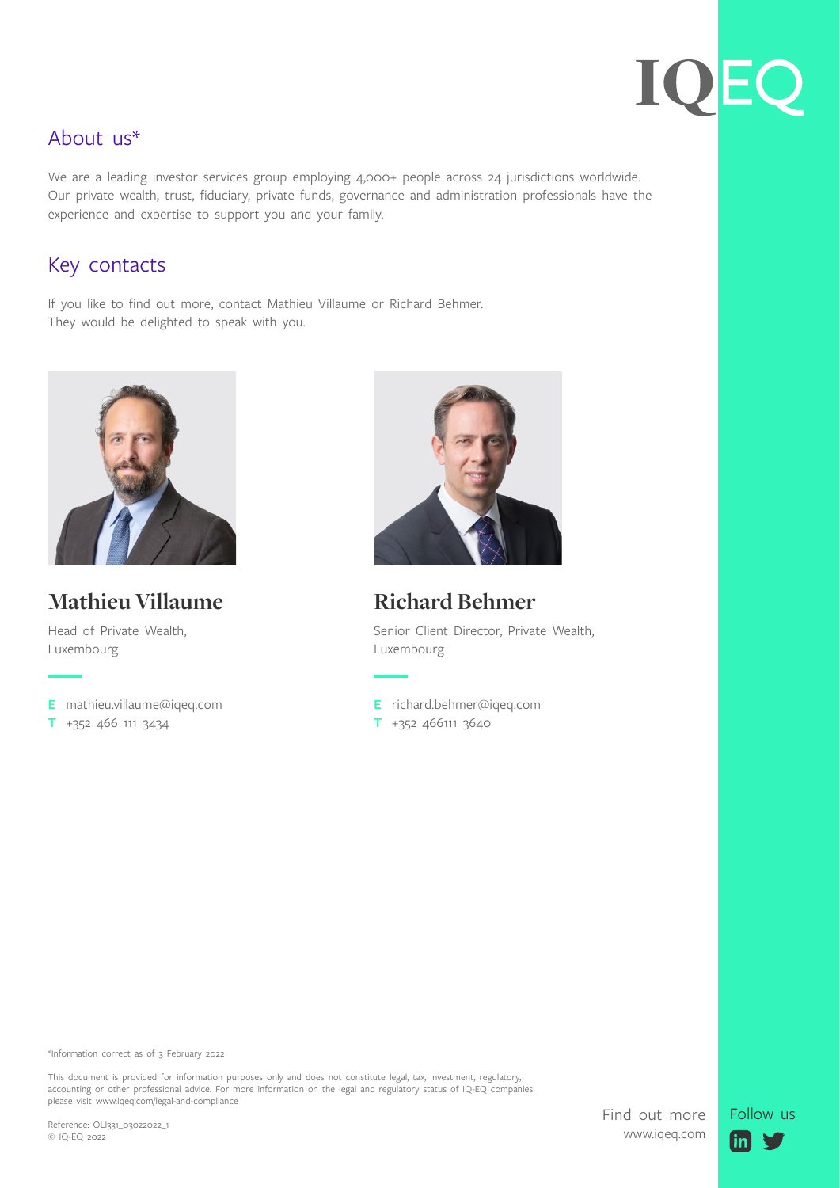IQEQ

## About us*

We are a leading investor services group employing 4,000+ people across 24 jurisdictions worldwide. Our private wealth, trust, fiduciary, private funds, governance and administration professionals have the experience and expertise to support you and your family.

## Key contacts

If you like to find out more, contact Mathieu Villaume or Richard Behmer.
They would be delighted to speak with you.

### Mathieu Villaume

Head of Private Wealth,
Luxembourg

**E** mathieu.villaume@iqeq.com
**T** +352 466 111 3434

### Richard Behmer

Senior Client Director, Private Wealth,
Luxembourg

**E** richard.behmer@iqeq.com
**T** +352 466111 3640

*Information correct as of 3 February 2022

This document is provided for information purposes only and does not constitute legal, tax, investment, regulatory, accounting or other professional advice. For more information on the legal and regulatory status of IQ-EQ companies please visit www.iqeq.com/legal-and-compliance

Reference: OLI331_03022022_1
© IQ-EQ 2022

Find out more
www.iqeq.com

Follow us